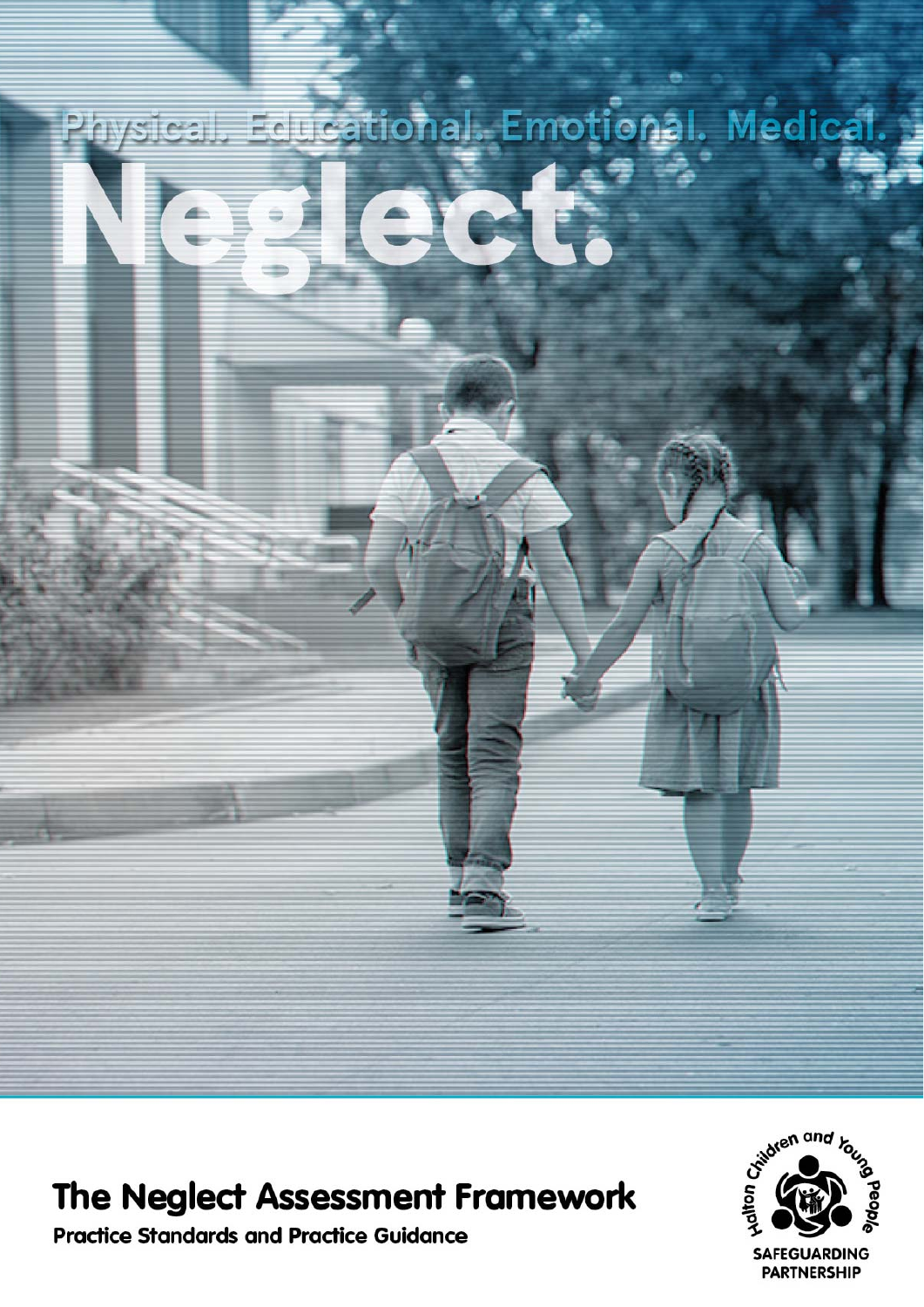Physical. Educational. Emotional. Medical.

# Neglect.

## The Neglect Assessment Framework

**Practice Standards and Practice Guidance**

Halton Children and Young People

SAFEGUARDING PARTNERSHIP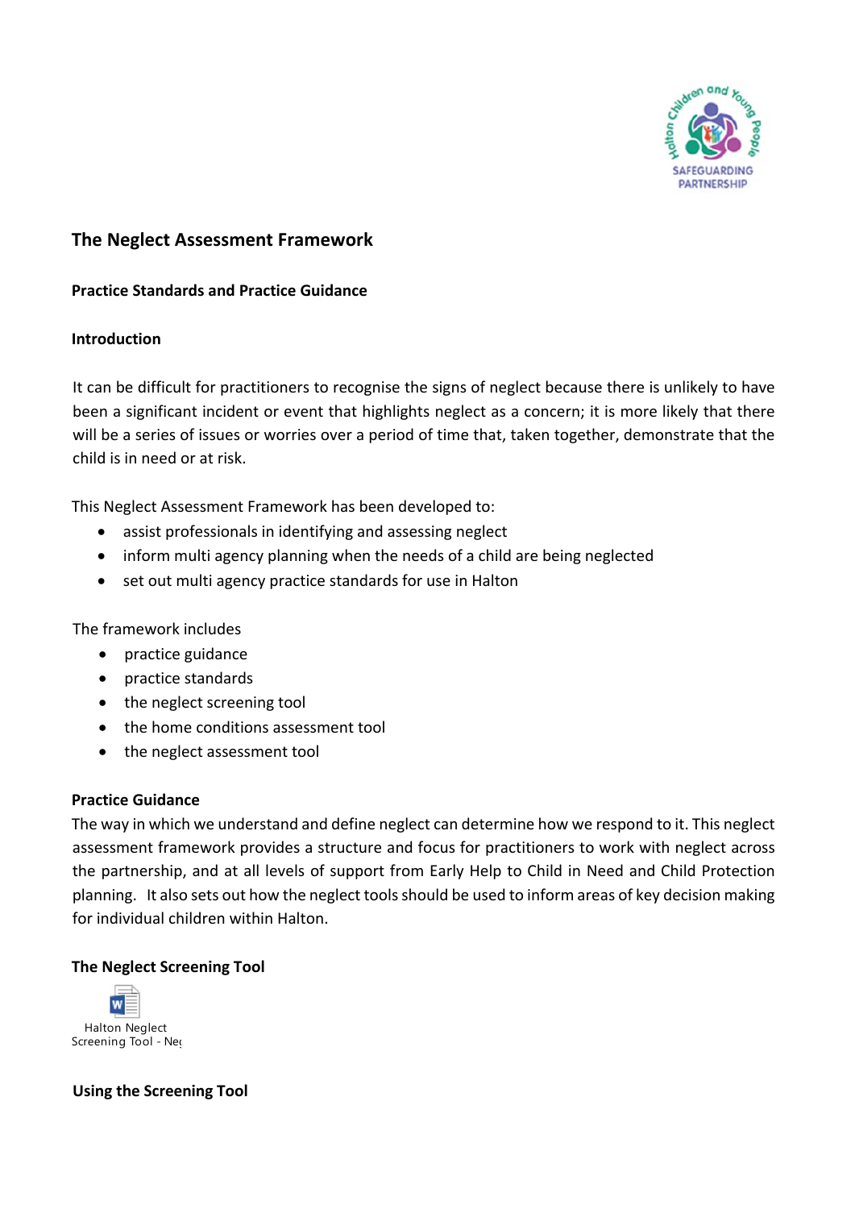## The Neglect Assessment Framework

### Practice Standards and Practice Guidance

### Introduction

It can be difficult for practitioners to recognise the signs of neglect because there is unlikely to have been a significant incident or event that highlights neglect as a concern; it is more likely that there will be a series of issues or worries over a period of time that, taken together, demonstrate that the child is in need or at risk.

This Neglect Assessment Framework has been developed to:

- assist professionals in identifying and assessing neglect
- inform multi agency planning when the needs of a child are being neglected
- set out multi agency practice standards for use in Halton

The framework includes

- practice guidance
- practice standards
- the neglect screening tool
- the home conditions assessment tool
- the neglect assessment tool

### Practice Guidance

The way in which we understand and define neglect can determine how we respond to it. This neglect assessment framework provides a structure and focus for practitioners to work with neglect across the partnership, and at all levels of support from Early Help to Child in Need and Child Protection planning. It also sets out how the neglect tools should be used to inform areas of key decision making for individual children within Halton.

### The Neglect Screening Tool

Halton Neglect Screening Tool - Ne

### Using the Screening Tool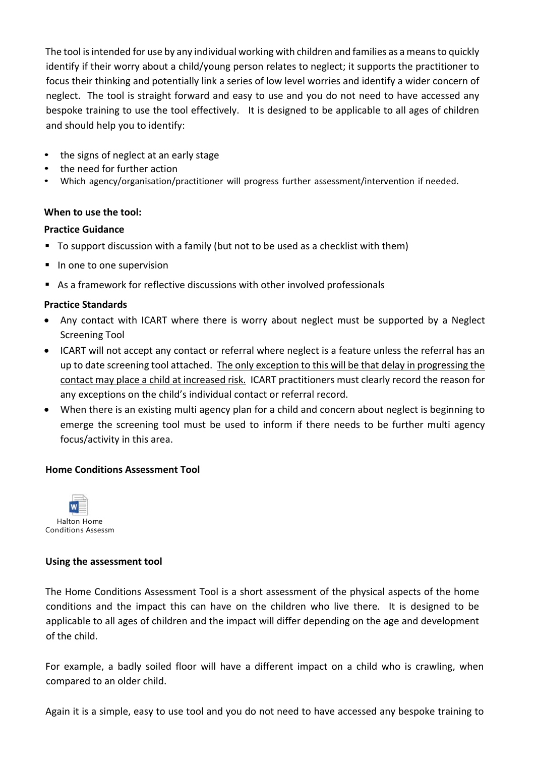The tool is intended for use by any individual working with children and families as a means to quickly identify if their worry about a child/young person relates to neglect; it supports the practitioner to focus their thinking and potentially link a series of low level worries and identify a wider concern of neglect. The tool is straight forward and easy to use and you do not need to have accessed any bespoke training to use the tool effectively. It is designed to be applicable to all ages of children and should help you to identify:

- the signs of neglect at an early stage
- the need for further action
- Which agency/organisation/practitioner will progress further assessment/intervention if needed.

**When to use the tool:**

**Practice Guidance**

- To support discussion with a family (but not to be used as a checklist with them)
- In one to one supervision
- As a framework for reflective discussions with other involved professionals

**Practice Standards**

- Any contact with ICART where there is worry about neglect must be supported by a Neglect Screening Tool
- ICART will not accept any contact or referral where neglect is a feature unless the referral has an up to date screening tool attached. The only exception to this will be that delay in progressing the contact may place a child at increased risk. ICART practitioners must clearly record the reason for any exceptions on the child's individual contact or referral record.
- When there is an existing multi agency plan for a child and concern about neglect is beginning to emerge the screening tool must be used to inform if there needs to be further multi agency focus/activity in this area.

**Home Conditions Assessment Tool**

Halton Home Conditions Assessm

**Using the assessment tool**

The Home Conditions Assessment Tool is a short assessment of the physical aspects of the home conditions and the impact this can have on the children who live there. It is designed to be applicable to all ages of children and the impact will differ depending on the age and development of the child.

For example, a badly soiled floor will have a different impact on a child who is crawling, when compared to an older child.

Again it is a simple, easy to use tool and you do not need to have accessed any bespoke training to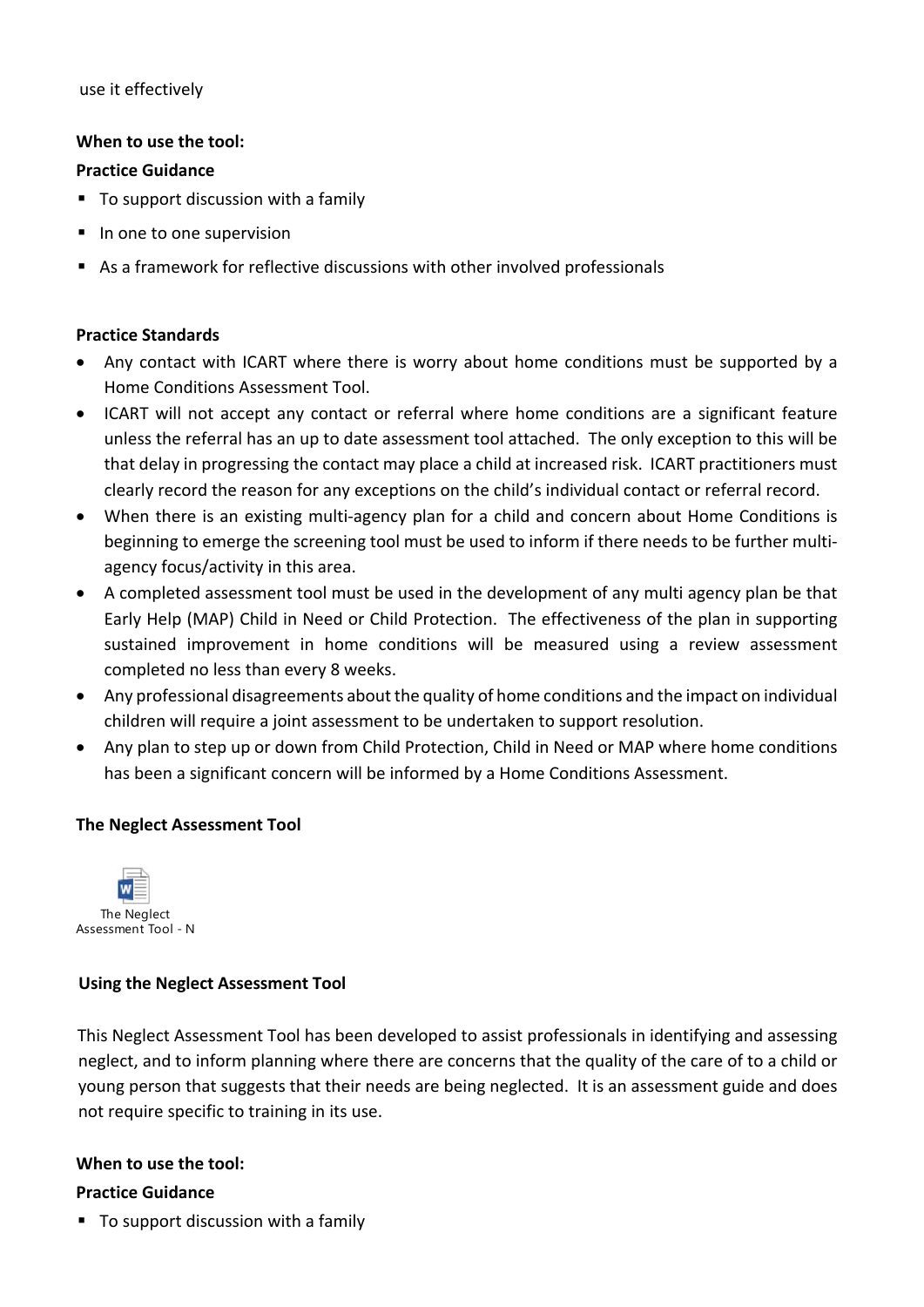use it effectively

**When to use the tool:**

**Practice Guidance**

- To support discussion with a family
- In one to one supervision
- As a framework for reflective discussions with other involved professionals

**Practice Standards**

- Any contact with ICART where there is worry about home conditions must be supported by a Home Conditions Assessment Tool.
- ICART will not accept any contact or referral where home conditions are a significant feature unless the referral has an up to date assessment tool attached. The only exception to this will be that delay in progressing the contact may place a child at increased risk. ICART practitioners must clearly record the reason for any exceptions on the child's individual contact or referral record.
- When there is an existing multi-agency plan for a child and concern about Home Conditions is beginning to emerge the screening tool must be used to inform if there needs to further multi-agency focus/activity in this area.
- A completed assessment tool must be used in the development of any multi agency plan be that Early Help (MAP) Child in Need or Child Protection. The effectiveness of the plan in supporting sustained improvement in home conditions will be measured using a review assessment completed no less than every 8 weeks.
- Any professional disagreements about the quality of home conditions and the impact on individual children will require a joint assessment to be undertaken to support resolution.
- Any plan to step up or down from Child Protection, Child in Need or MAP where home conditions has been a significant concern will be informed by a Home Conditions Assessment.

**The Neglect Assessment Tool**

The Neglect Assessment Tool - N

**Using the Neglect Assessment Tool**

This Neglect Assessment Tool has been developed to assist professionals in identifying and assessing neglect, and to inform planning where there are concerns that the quality of the care of to a child or young person that suggests that their needs are being neglected. It is an assessment guide and does not require specific to training in its use.

**When to use the tool:**

**Practice Guidance**

- To support discussion with a family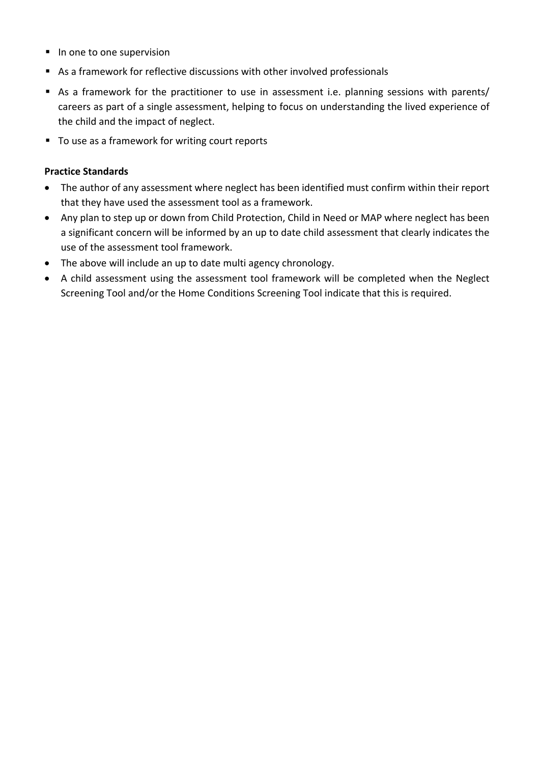- In one to one supervision
- As a framework for reflective discussions with other involved professionals
- As a framework for the practitioner to use in assessment i.e. planning sessions with parents/ careers as part of a single assessment, helping to focus on understanding the lived experience of the child and the impact of neglect.
- To use as a framework for writing court reports

**Practice Standards**

- The author of any assessment where neglect has been identified must confirm within their report that they have used the assessment tool as a framework.
- Any plan to step up or down from Child Protection, Child in Need or MAP where neglect has been a significant concern will be informed by an up to date child assessment that clearly indicates the use of the assessment tool framework.
- The above will include an up to date multi agency chronology.
- A child assessment using the assessment tool framework will be completed when the Neglect Screening Tool and/or the Home Conditions Screening Tool indicate that this is required.